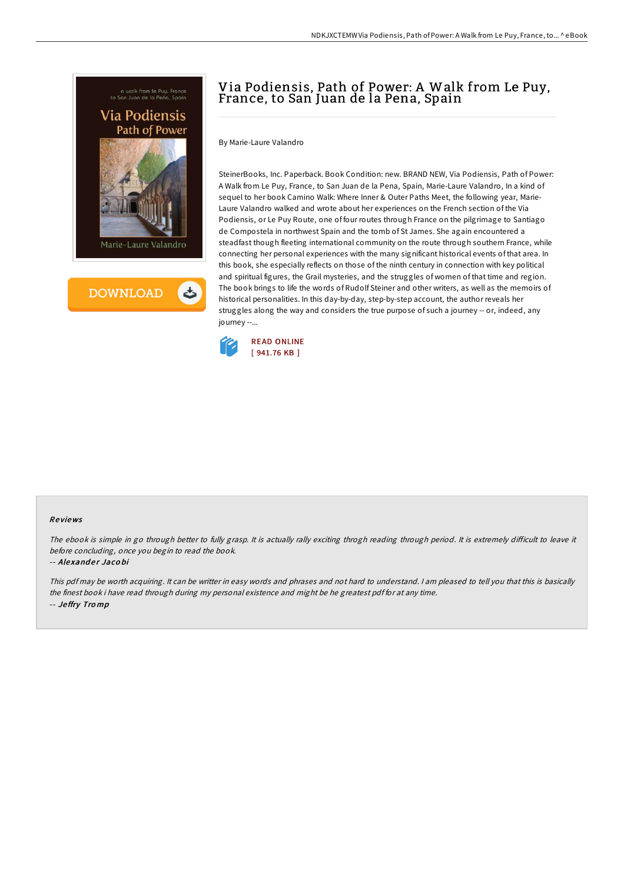# Via Podiensis, Path of Power: A Walk from Le Puy, France, to San Juan de la Pena, Spain

By Marie-Laure Valandro

SteinerBooks, Inc. Paperback. Book Condition: new. BRAND NEW, Via Podiensis, Path of Power: A Walk from Le Puy, France, to San Juan de la Pena, Spain, Marie-Laure Valandro, In a kind of sequel to her book Camino Walk: Where Inner & Outer Paths Meet, the following year, Marie-Laure Valandro walked and wrote about her experiences on the French section of the Via Podiensis, or Le Puy Route, one of four routes through France on the pilgrimage to Santiago de Compostela in northwest Spain and the tomb of St James. She again encountered a steadfast though fleeting international community on the route through southern France, while connecting her personal experiences with the many significant historical events of that area. In this book, she especially reflects on those of the ninth century in connection with key political and spiritual figures, the Grail mysteries, and the struggles of women of that time and region. The book brings to life the words of Rudolf Steiner and other writers, as well as the memoirs of historical personalities. In this day-by-day, step-by-step account, the author reveals her struggles along the way and considers the true purpose of such a journey -- or, indeed, any journey --...

READ ONLINE
[ 941.76 KB ]

### Reviews

*The ebook is simple in go through better to fully grasp. It is actually rally exciting throgh reading through period. It is extremely difficult to leave it before concluding, once you begin to read the book.*

-- ***Alexander Jacobi***

*This pdf may be worth acquiring. It can be writter in easy words and phrases and not hard to understand. I am pleased to tell you that this is basically the finest book i have read through during my personal existence and might be he greatest pdf for at any time.*

-- ***Jeffry Tromp***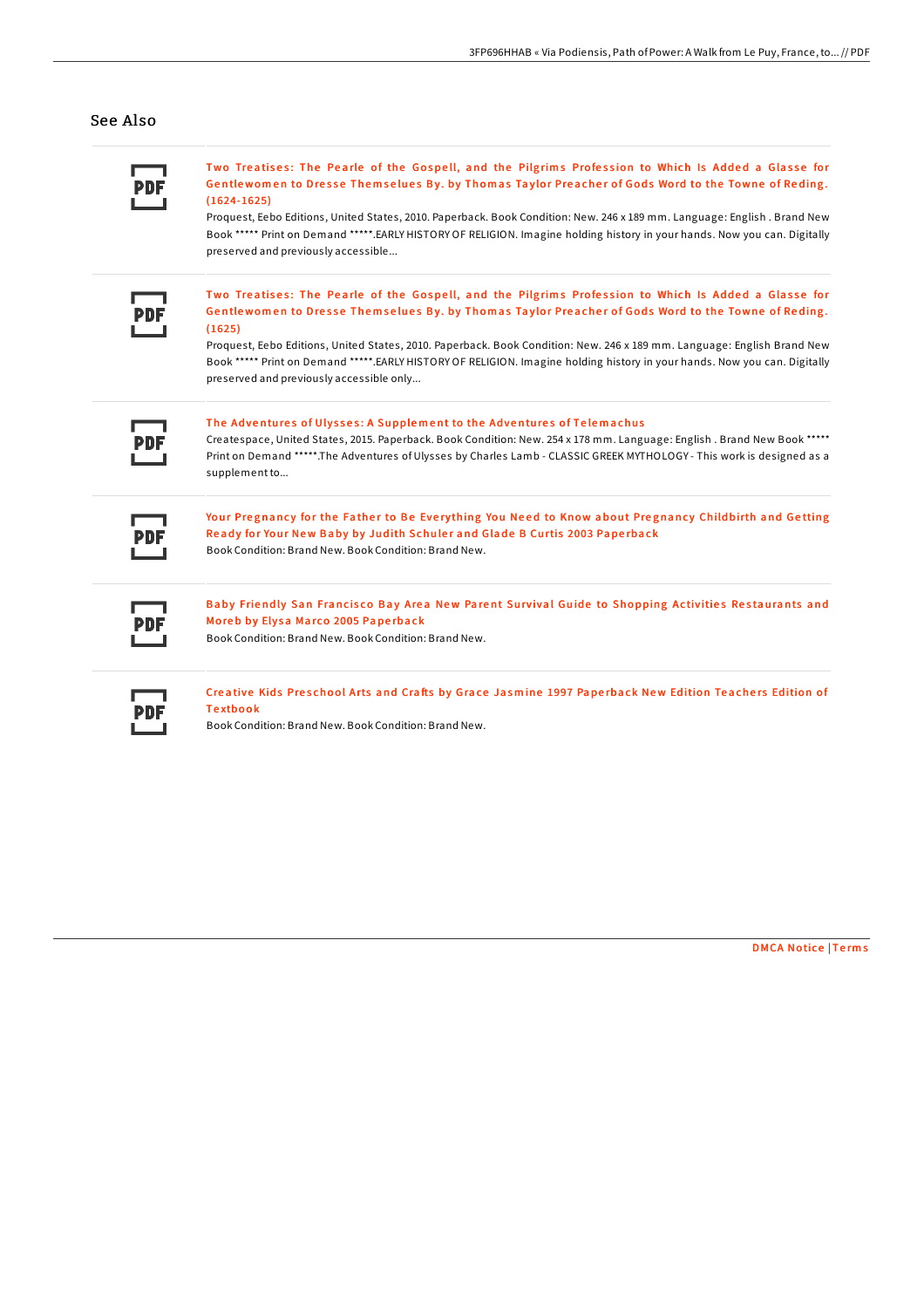## See Also

PDF

**Two Treatises: The Pearle of the Gospell, and the Pilgrims Profession to Which Is Added a Glasse for Gentlewomen to Dresse Themselues By. by Thomas Taylor Preacher of Gods Word to the Towne of Reding. (1624-1625)**

Proquest, Eebo Editions, United States, 2010. Paperback. Book Condition: New. 246 x 189 mm. Language: English . Brand New Book ***** Print on Demand *****.EARLY HISTORY OF RELIGION. Imagine holding history in your hands. Now you can. Digitally preserved and previously accessible...

PDF

**Two Treatises: The Pearle of the Gospell, and the Pilgrims Profession to Which Is Added a Glasse for Gentlewomen to Dresse Themselues By. by Thomas Taylor Preacher of Gods Word to the Towne of Reding. (1625)**

Proquest, Eebo Editions, United States, 2010. Paperback. Book Condition: New. 246 x 189 mm. Language: English Brand New Book ***** Print on Demand *****.EARLY HISTORY OF RELIGION. Imagine holding history in your hands. Now you can. Digitally preserved and previously accessible only...

PDF

**The Adventures of Ulysses: A Supplement to the Adventures of Telemachus**

Createspace, United States, 2015. Paperback. Book Condition: New. 254 x 178 mm. Language: English . Brand New Book ***** Print on Demand *****.The Adventures of Ulysses by Charles Lamb - CLASSIC GREEK MYTHOLOGY - This work is designed as a supplement to...

PDF

**Your Pregnancy for the Father to Be Everything You Need to Know about Pregnancy Childbirth and Getting Ready for Your New Baby by Judith Schuler and Glade B Curtis 2003 Paperback**

Book Condition: Brand New. Book Condition: Brand New.

PDF

**Baby Friendly San Francisco Bay Area New Parent Survival Guide to Shopping Activities Restaurants and Moreb by Elysa Marco 2005 Paperback**

Book Condition: Brand New. Book Condition: Brand New.

PDF

**Creative Kids Preschool Arts and Crafts by Grace Jasmine 1997 Paperback New Edition Teachers Edition of Textbook**

Book Condition: Brand New. Book Condition: Brand New.

DMCA Notice | Terms